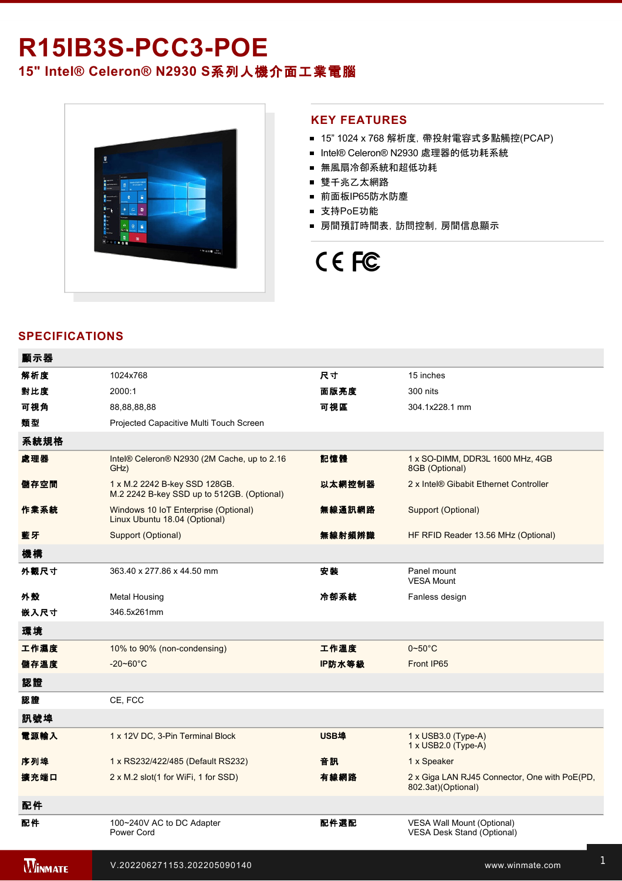# R15IB3S-PCC3-POE

## 15" Intel® Celeron® N2930 S系列人機介面工業電腦

## KEY FEATURES

- 15" 1024 x 768 解析度, 帶投射電容式多點觸控(PCAP)
- Intel® Celeron® N2930 處理器的低功耗系統
- 無風扇冷卻系統和超低功耗
- 雙千兆乙太網路
- 前面板IP65防水防塵
- 支持PoE功能
- 房間預訂時間表, 訪問控制, 房間信息顯示

## SPECIFICATIONS

| 顯示器 | | | |
|---|---|---|---|
| 解析度 | 1024x768 | 尺寸 | 15 inches |
| 對比度 | 2000:1 | 面版亮度 | 300 nits |
| 可視角 | 88,88,88,88 | 可視區 | 304.1x228.1 mm |
| 類型 | Projected Capacitive Multi Touch Screen | | |
| **系統規格** | | | |
| 處理器 | Intel® Celeron® N2930 (2M Cache, up to 2.16 GHz) | 記憶體 | 1 x SO-DIMM, DDR3L 1600 MHz, 4GB<br>8GB (Optional) |
| 儲存空間 | 1 x M.2 2242 B-key SSD 128GB.<br>M.2 2242 B-key SSD up to 512GB. (Optional) | 以太網控制器 | 2 x Intel® Gibabit Ethernet Controller |
| 作業系統 | Windows 10 IoT Enterprise (Optional)<br>Linux Ubuntu 18.04 (Optional) | 無線通訊網路 | Support (Optional) |
| 藍牙 | Support (Optional) | 無線射頻辨識 | HF RFID Reader 13.56 MHz (Optional) |
| **機構** | | | |
| 外觀尺寸 | 363.40 x 277.86 x 44.50 mm | 安裝 | Panel mount<br>VESA Mount |
| 外殼 | Metal Housing | 冷卻系統 | Fanless design |
| 嵌入尺寸 | 346.5x261mm | | |
| **環境** | | | |
| 工作濕度 | 10% to 90% (non-condensing) | 工作溫度 | 0~50°C |
| 儲存溫度 | -20~60°C | IP防水等級 | Front IP65 |
| **認證** | | | |
| 認證 | CE, FCC | | |
| **訊號埠** | | | |
| 電源輸入 | 1 x 12V DC, 3-Pin Terminal Block | USB埠 | 1 x USB3.0 (Type-A)<br>1 x USB2.0 (Type-A) |
| 序列埠 | 1 x RS232/422/485 (Default RS232) | 音訊 | 1 x Speaker |
| 擴充端口 | 2 x M.2 slot(1 for WiFi, 1 for SSD) | 有線網路 | 2 x Giga LAN RJ45 Connector, One with PoE(PD, 802.3at)(Optional) |
| **配件** | | | |
| 配件 | 100~240V AC to DC Adapter<br>Power Cord | 配件選配 | VESA Wall Mount (Optional)<br>VESA Desk Stand (Optional) |

V.202206271153.202205090140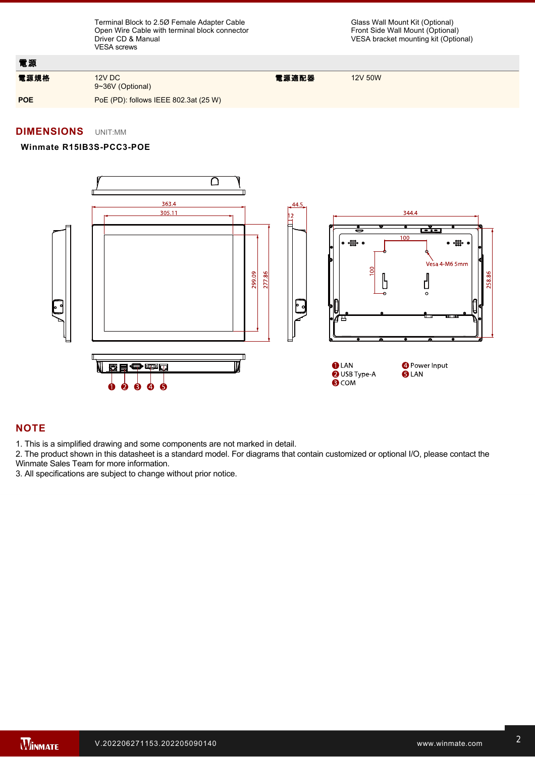| | | | |
|---|---|---|---|
| | Terminal Block to 2.5Ø Female Adapter Cable<br>Open Wire Cable with terminal block connector<br>Driver CD & Manual<br>VESA screws | | Glass Wall Mount Kit (Optional)<br>Front Side Wall Mount (Optional)<br>VESA bracket mounting kit (Optional) |

## 電源

| | | | |
|---|---|---|---|
| **電源規格** | 12V DC<br>9~36V (Optional) | **電源適配器** | 12V 50W |
| **POE** | PoE (PD): follows IEEE 802.3at (25 W) | | |

## DIMENSIONS UNIT:MM

**Winmate R15IB3S-PCC3-POE**

363.4
305.11
299.09
277.86
44.5
12
344.4
100
100
Vesa 4-M6 5mm
258.86

❶ LAN
❷ USB Type-A
❸ COM
❹ Power Input
❺ LAN

## NOTE

1. This is a simplified drawing and some components are not marked in detail.
2. The product shown in this datasheet is a standard model. For diagrams that contain customized or optional I/O, please contact the Winmate Sales Team for more information.
3. All specifications are subject to change without prior notice.